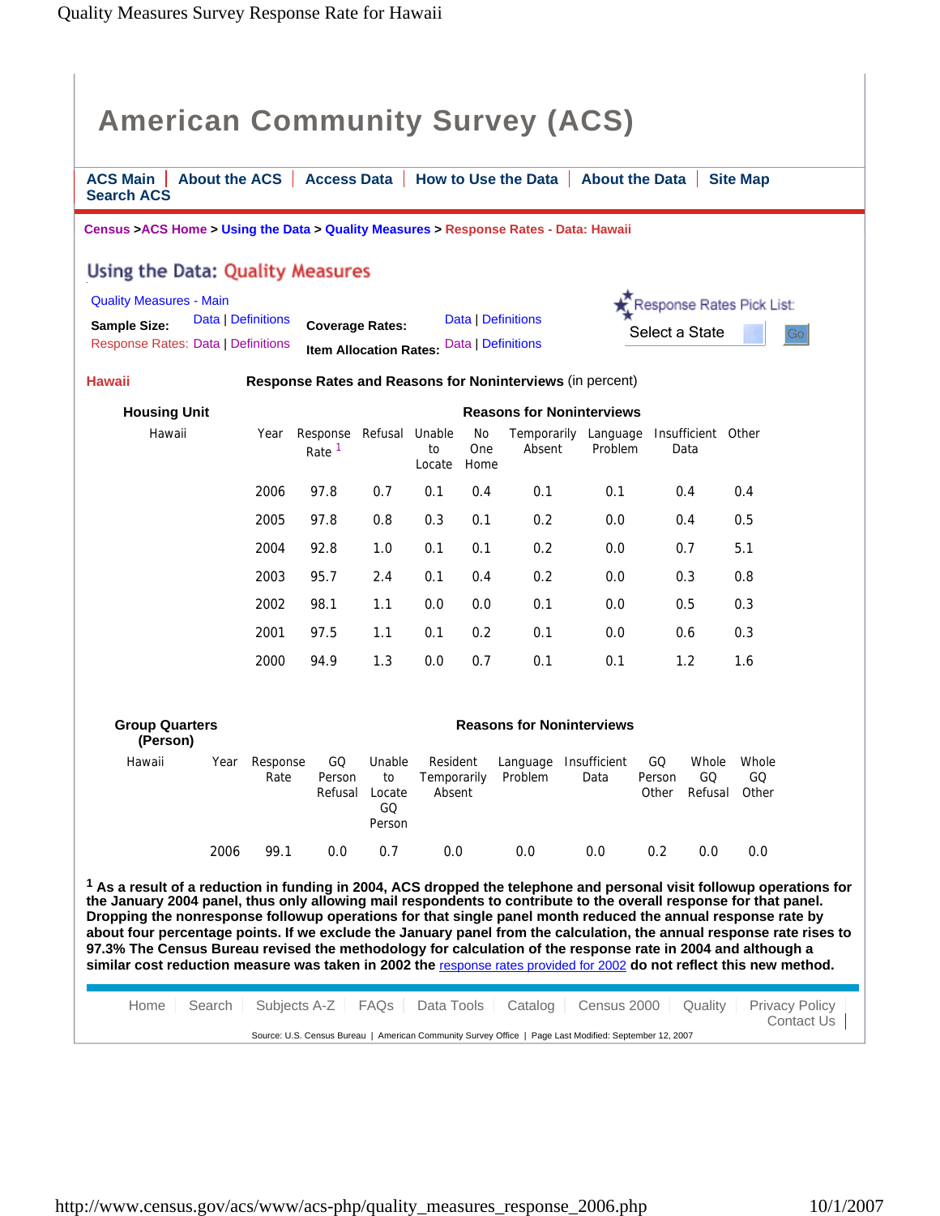# American Community Survey (ACS)

ACS Main | About the ACS | Access Data | How to Use the Data | About the Data | Site Map
Search ACS

Census > ACS Home > Using the Data > Quality Measures > Response Rates - Data: Hawaii

## Using the Data: Quality Measures

Quality Measures - Main

**Sample Size:** Data | Definitions
**Coverage Rates:** Data | Definitions
Response Rates: Data | Definitions
**Item Allocation Rates:** Data | Definitions

Response Rates Pick List: Select a State Go

**Hawaii** **Response Rates and Reasons for Noninterviews** (in percent)

**Housing Unit**

| Hawaii | Year | Response Rate [1] | Refusal | Unable to Locate | No One Home | Temporarily Absent | Language Problem | Insufficient Data | Other |
|---|---|---|---|---|---|---|---|---|---|
| | 2006 | 97.8 | 0.7 | 0.1 | 0.4 | 0.1 | 0.1 | 0.4 | 0.4 |
| | 2005 | 97.8 | 0.8 | 0.3 | 0.1 | 0.2 | 0.0 | 0.4 | 0.5 |
| | 2004 | 92.8 | 1.0 | 0.1 | 0.1 | 0.2 | 0.0 | 0.7 | 5.1 |
| | 2003 | 95.7 | 2.4 | 0.1 | 0.4 | 0.2 | 0.0 | 0.3 | 0.8 |
| | 2002 | 98.1 | 1.1 | 0.0 | 0.0 | 0.1 | 0.0 | 0.5 | 0.3 |
| | 2001 | 97.5 | 1.1 | 0.1 | 0.2 | 0.1 | 0.0 | 0.6 | 0.3 |
| | 2000 | 94.9 | 1.3 | 0.0 | 0.7 | 0.1 | 0.1 | 1.2 | 1.6 |

**Group Quarters (Person)**

| Hawaii | Year | Response Rate | GQ Person Refusal | Unable to Locate GQ Person | Resident Temporarily Absent | Language Problem | Insufficient Data | GQ Person Other | Whole GQ Refusal | Whole GQ Other |
|---|---|---|---|---|---|---|---|---|---|---|
| | 2006 | 99.1 | 0.0 | 0.7 | 0.0 | 0.0 | 0.0 | 0.2 | 0.0 | 0.0 |

**[1] As a result of a reduction in funding in 2004, ACS dropped the telephone and personal visit followup operations for the January 2004 panel, thus only allowing mail respondents to contribute to the overall response for that panel. Dropping the nonresponse followup operations for that single panel month reduced the annual response rate by about four percentage points. If we exclude the January panel from the calculation, the annual response rate rises to 97.3% The Census Bureau revised the methodology for calculation of the response rate in 2004 and although a similar cost reduction measure was taken in 2002 the** response rates provided for 2002 **do not reflect this new method.**

Home | Search | Subjects A-Z | FAQs | Data Tools | Catalog | Census 2000 | Quality | Privacy Policy | Contact Us

Source: U.S. Census Bureau | American Community Survey Office | Page Last Modified: September 12, 2007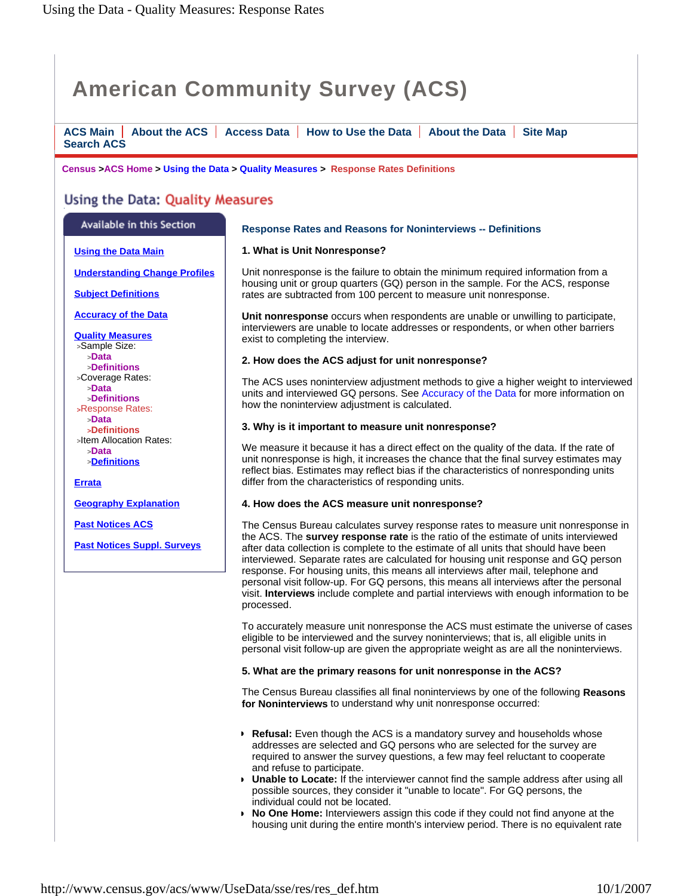# American Community Survey (ACS)

ACS Main | About the ACS | Access Data | How to Use the Data | About the Data | Site Map
Search ACS

Census > ACS Home > Using the Data > Quality Measures > Response Rates Definitions

## Using the Data: Quality Measures

**Available in this Section**

- Using the Data Main
- Understanding Change Profiles
- Subject Definitions
- Accuracy of the Data
- Quality Measures
  - Sample Size:
    - Data
    - Definitions
  - Coverage Rates:
    - Data
    - Definitions
  - Response Rates:
    - Data
    - Definitions
  - Item Allocation Rates:
    - Data
    - Definitions
- Errata
- Geography Explanation
- Past Notices ACS
- Past Notices Suppl. Surveys

### Response Rates and Reasons for Noninterviews -- Definitions

**1. What is Unit Nonresponse?**

Unit nonresponse is the failure to obtain the minimum required information from a housing unit or group quarters (GQ) person in the sample. For the ACS, response rates are subtracted from 100 percent to measure unit nonresponse.

**Unit nonresponse** occurs when respondents are unable or unwilling to participate, interviewers are unable to locate addresses or respondents, or when other barriers exist to completing the interview.

**2. How does the ACS adjust for unit nonresponse?**

The ACS uses noninterview adjustment methods to give a higher weight to interviewed units and interviewed GQ persons. See Accuracy of the Data for more information on how the noninterview adjustment is calculated.

**3. Why is it important to measure unit nonresponse?**

We measure it because it has a direct effect on the quality of the data. If the rate of unit nonresponse is high, it increases the chance that the final survey estimates may reflect bias. Estimates may reflect bias if the characteristics of nonresponding units differ from the characteristics of responding units.

**4. How does the ACS measure unit nonresponse?**

The Census Bureau calculates survey response rates to measure unit nonresponse in the ACS. The **survey response rate** is the ratio of the estimate of units interviewed after data collection is complete to the estimate of all units that should have been interviewed. Separate rates are calculated for housing unit response and GQ person response. For housing units, this means all interviews after mail, telephone and personal visit follow-up. For GQ persons, this means all interviews after the personal visit. **Interviews** include complete and partial interviews with enough information to be processed.

To accurately measure unit nonresponse the ACS must estimate the universe of cases eligible to be interviewed and the survey noninterviews; that is, all eligible units in personal visit follow-up are given the appropriate weight as are all the noninterviews.

**5. What are the primary reasons for unit nonresponse in the ACS?**

The Census Bureau classifies all final noninterviews by one of the following **Reasons for Noninterviews** to understand why unit nonresponse occurred:

- **Refusal:** Even though the ACS is a mandatory survey and households whose addresses are selected and GQ persons who are selected for the survey are required to answer the survey questions, a few may feel reluctant to cooperate and refuse to participate.
- **Unable to Locate:** If the interviewer cannot find the sample address after using all possible sources, they consider it "unable to locate". For GQ persons, the individual could not be located.
- **No One Home:** Interviewers assign this code if they could not find anyone at the housing unit during the entire month's interview period. There is no equivalent rate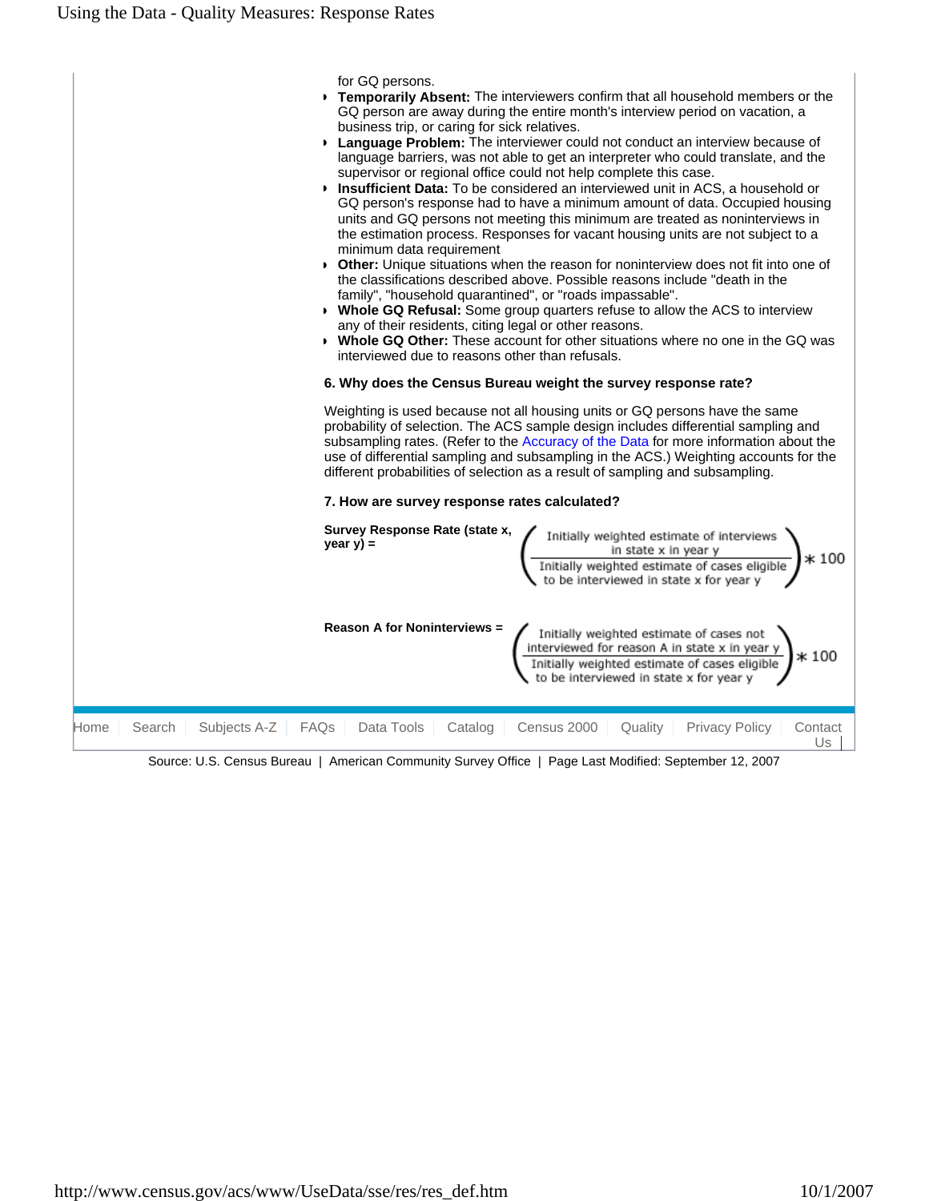for GQ persons.

- **Temporarily Absent:** The interviewers confirm that all household members or the GQ person are away during the entire month's interview period on vacation, a business trip, or caring for sick relatives.
- **Language Problem:** The interviewer could not conduct an interview because of language barriers, was not able to get an interpreter who could translate, and the supervisor or regional office could not help complete this case.
- **Insufficient Data:** To be considered an interviewed unit in ACS, a household or GQ person's response had to have a minimum amount of data. Occupied housing units and GQ persons not meeting this minimum are treated as noninterviews in the estimation process. Responses for vacant housing units are not subject to a minimum data requirement
- **Other:** Unique situations when the reason for noninterview does not fit into one of the classifications described above. Possible reasons include "death in the family", "household quarantined", or "roads impassable".
- **Whole GQ Refusal:** Some group quarters refuse to allow the ACS to interview any of their residents, citing legal or other reasons.
- **Whole GQ Other:** These account for other situations where no one in the GQ was interviewed due to reasons other than refusals.

**6. Why does the Census Bureau weight the survey response rate?**

Weighting is used because not all housing units or GQ persons have the same probability of selection. The ACS sample design includes differential sampling and subsampling rates. (Refer to the Accuracy of the Data for more information about the use of differential sampling and subsampling in the ACS.) Weighting accounts for the different probabilities of selection as a result of sampling and subsampling.

**7. How are survey response rates calculated?**

**Survey Response Rate (state x, year y) =**

$$\left( \frac{\text{Initially weighted estimate of interviews in state x in year y}}{\text{Initially weighted estimate of cases eligible to be interviewed in state x for year y}} \right) * 100$$

**Reason A for Noninterviews =**

$$\left( \frac{\text{Initially weighted estimate of cases not interviewed for reason A in state x in year y}}{\text{Initially weighted estimate of cases eligible to be interviewed in state x for year y}} \right) * 100$$

Home | Search | Subjects A-Z | FAQs | Data Tools | Catalog | Census 2000 | Quality | Privacy Policy | Contact Us

Source: U.S. Census Bureau | American Community Survey Office | Page Last Modified: September 12, 2007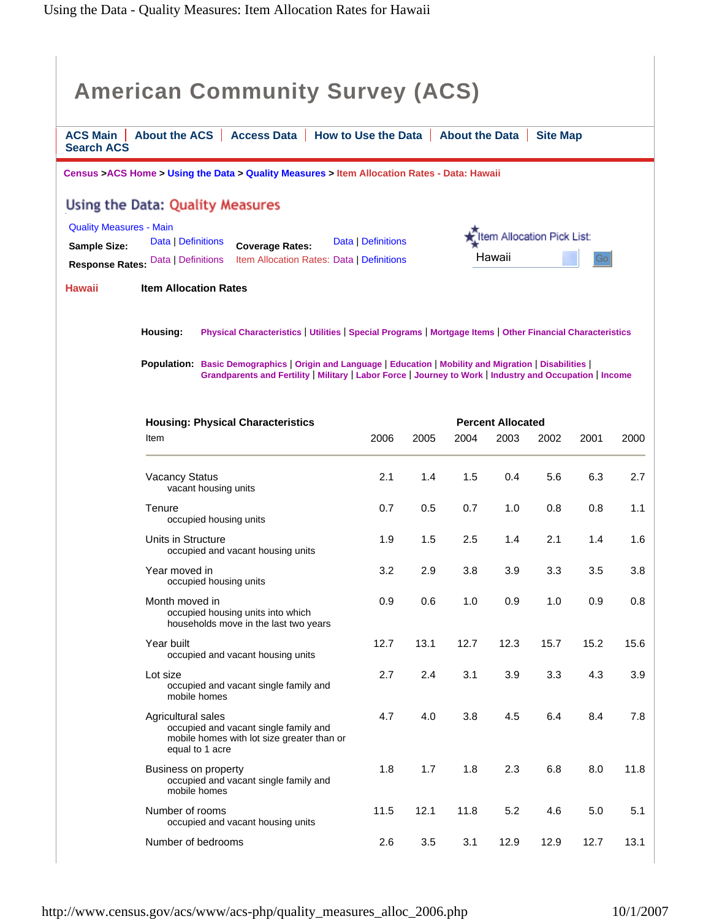# American Community Survey (ACS)

ACS Main | About the ACS | Access Data | How to Use the Data | About the Data | Site Map
Search ACS

Census > ACS Home > Using the Data > Quality Measures > Item Allocation Rates - Data: Hawaii

## Using the Data: Quality Measures

Quality Measures - Main

**Sample Size:** Data | Definitions  **Coverage Rates:** Data | Definitions

**Response Rates:** Data | Definitions  Item Allocation Rates: Data | Definitions

Item Allocation Pick List: Hawaii  Go

**Hawaii** **Item Allocation Rates**

**Housing:** Physical Characteristics | Utilities | Special Programs | Mortgage Items | Other Financial Characteristics

**Population:** Basic Demographics | Origin and Language | Education | Mobility and Migration | Disabilities | Grandparents and Fertility | Military | Labor Force | Journey to Work | Industry and Occupation | Income

| **Housing: Physical Characteristics** | **Percent Allocated** | | | | | | |
|---|---|---|---|---|---|---|---|
| Item | 2006 | 2005 | 2004 | 2003 | 2002 | 2001 | 2000 |
| Vacancy Status<br>vacant housing units | 2.1 | 1.4 | 1.5 | 0.4 | 5.6 | 6.3 | 2.7 |
| Tenure<br>occupied housing units | 0.7 | 0.5 | 0.7 | 1.0 | 0.8 | 0.8 | 1.1 |
| Units in Structure<br>occupied and vacant housing units | 1.9 | 1.5 | 2.5 | 1.4 | 2.1 | 1.4 | 1.6 |
| Year moved in<br>occupied housing units | 3.2 | 2.9 | 3.8 | 3.9 | 3.3 | 3.5 | 3.8 |
| Month moved in<br>occupied housing units into which households move in the last two years | 0.9 | 0.6 | 1.0 | 0.9 | 1.0 | 0.9 | 0.8 |
| Year built<br>occupied and vacant housing units | 12.7 | 13.1 | 12.7 | 12.3 | 15.7 | 15.2 | 15.6 |
| Lot size<br>occupied and vacant single family and mobile homes | 2.7 | 2.4 | 3.1 | 3.9 | 3.3 | 4.3 | 3.9 |
| Agricultural sales<br>occupied and vacant single family and mobile homes with lot size greater than or equal to 1 acre | 4.7 | 4.0 | 3.8 | 4.5 | 6.4 | 8.4 | 7.8 |
| Business on property<br>occupied and vacant single family and mobile homes | 1.8 | 1.7 | 1.8 | 2.3 | 6.8 | 8.0 | 11.8 |
| Number of rooms<br>occupied and vacant housing units | 11.5 | 12.1 | 11.8 | 5.2 | 4.6 | 5.0 | 5.1 |
| Number of bedrooms | 2.6 | 3.5 | 3.1 | 12.9 | 12.9 | 12.7 | 13.1 |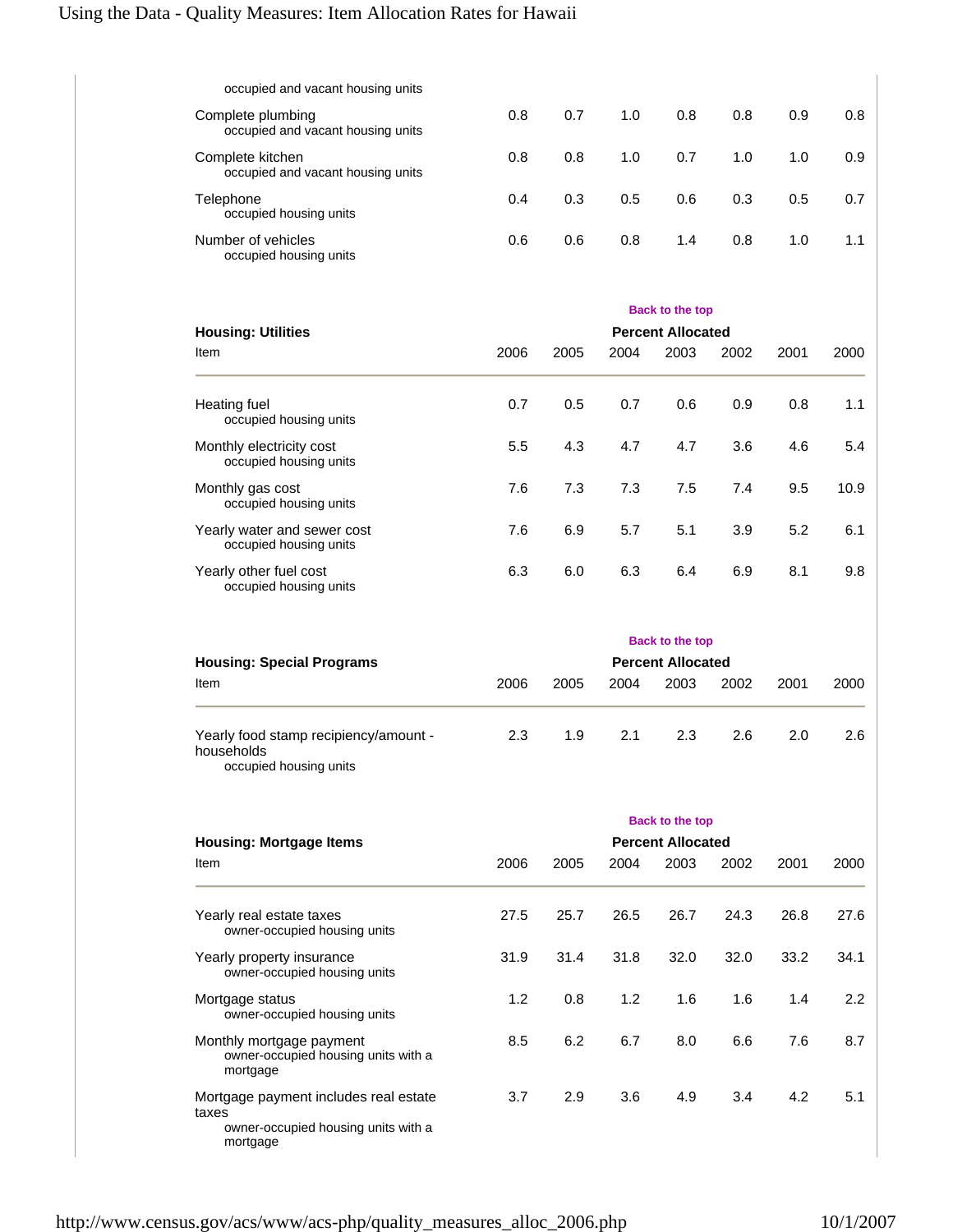| Item | 2006 | 2005 | 2004 | 2003 | 2002 | 2001 | 2000 |
|---|---|---|---|---|---|---|---|
| occupied and vacant housing units | | | | | | | |
| Complete plumbing<br>occupied and vacant housing units | 0.8 | 0.7 | 1.0 | 0.8 | 0.8 | 0.9 | 0.8 |
| Complete kitchen<br>occupied and vacant housing units | 0.8 | 0.8 | 1.0 | 0.7 | 1.0 | 1.0 | 0.9 |
| Telephone<br>occupied housing units | 0.4 | 0.3 | 0.5 | 0.6 | 0.3 | 0.5 | 0.7 |
| Number of vehicles<br>occupied housing units | 0.6 | 0.6 | 0.8 | 1.4 | 0.8 | 1.0 | 1.1 |

Back to the top

**Housing: Utilities**

| Item | Percent Allocated | | | | | | |
|---|---|---|---|---|---|---|---|
| | 2006 | 2005 | 2004 | 2003 | 2002 | 2001 | 2000 |
| Heating fuel<br>occupied housing units | 0.7 | 0.5 | 0.7 | 0.6 | 0.9 | 0.8 | 1.1 |
| Monthly electricity cost<br>occupied housing units | 5.5 | 4.3 | 4.7 | 4.7 | 3.6 | 4.6 | 5.4 |
| Monthly gas cost<br>occupied housing units | 7.6 | 7.3 | 7.3 | 7.5 | 7.4 | 9.5 | 10.9 |
| Yearly water and sewer cost<br>occupied housing units | 7.6 | 6.9 | 5.7 | 5.1 | 3.9 | 5.2 | 6.1 |
| Yearly other fuel cost<br>occupied housing units | 6.3 | 6.0 | 6.3 | 6.4 | 6.9 | 8.1 | 9.8 |

Back to the top

**Housing: Special Programs**

| Item | Percent Allocated | | | | | | |
|---|---|---|---|---|---|---|---|
| | 2006 | 2005 | 2004 | 2003 | 2002 | 2001 | 2000 |
| Yearly food stamp recipiency/amount - households<br>occupied housing units | 2.3 | 1.9 | 2.1 | 2.3 | 2.6 | 2.0 | 2.6 |

Back to the top

**Housing: Mortgage Items**

| Item | Percent Allocated | | | | | | |
|---|---|---|---|---|---|---|---|
| | 2006 | 2005 | 2004 | 2003 | 2002 | 2001 | 2000 |
| Yearly real estate taxes<br>owner-occupied housing units | 27.5 | 25.7 | 26.5 | 26.7 | 24.3 | 26.8 | 27.6 |
| Yearly property insurance<br>owner-occupied housing units | 31.9 | 31.4 | 31.8 | 32.0 | 32.0 | 33.2 | 34.1 |
| Mortgage status<br>owner-occupied housing units | 1.2 | 0.8 | 1.2 | 1.6 | 1.6 | 1.4 | 2.2 |
| Monthly mortgage payment<br>owner-occupied housing units with a mortgage | 8.5 | 6.2 | 6.7 | 8.0 | 6.6 | 7.6 | 8.7 |
| Mortgage payment includes real estate taxes<br>owner-occupied housing units with a mortgage | 3.7 | 2.9 | 3.6 | 4.9 | 3.4 | 4.2 | 5.1 |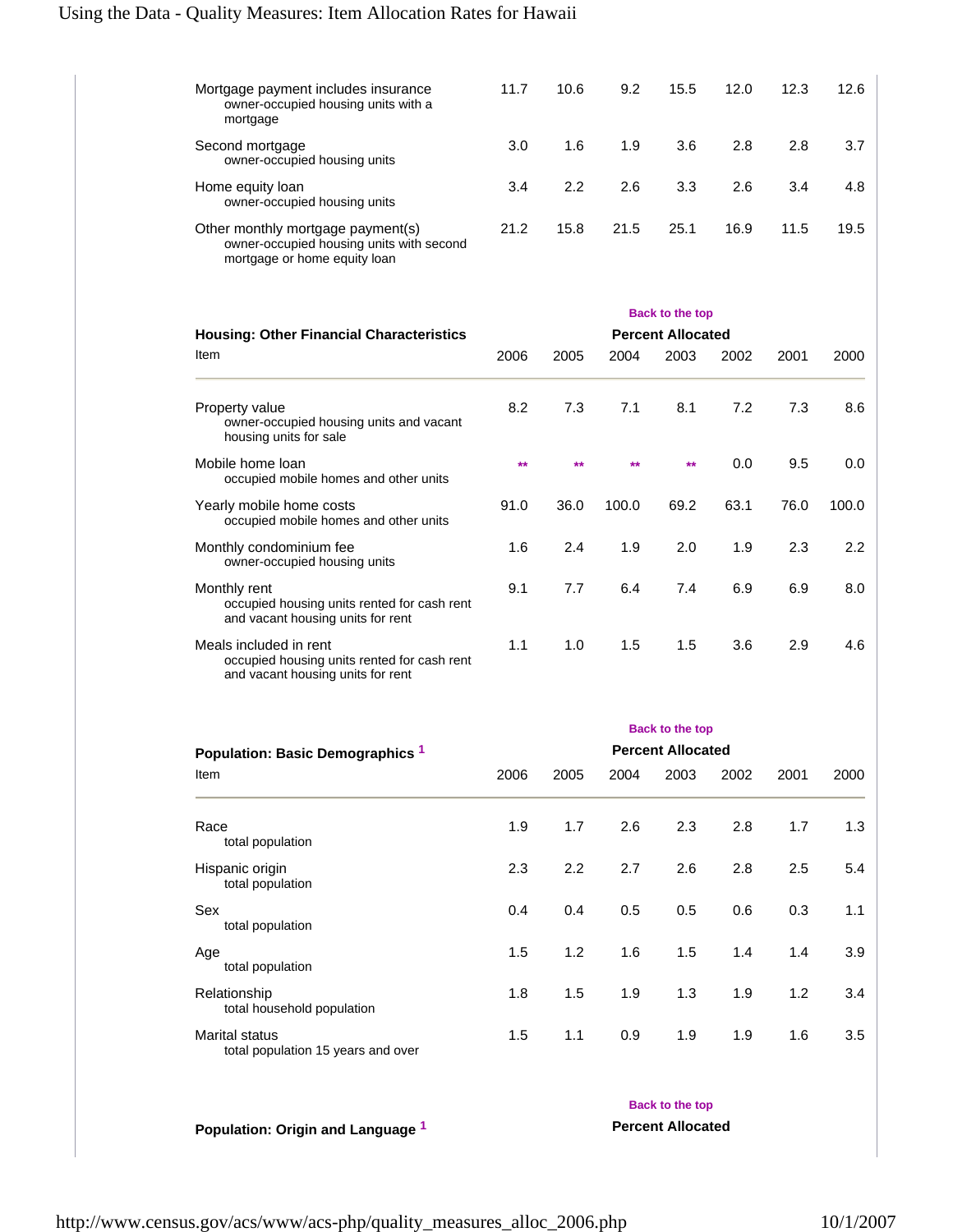| Item | 2006 | 2005 | 2004 | 2003 | 2002 | 2001 | 2000 |
|---|---|---|---|---|---|---|---|
| Mortgage payment includes insurance<br>owner-occupied housing units with a mortgage | 11.7 | 10.6 | 9.2 | 15.5 | 12.0 | 12.3 | 12.6 |
| Second mortgage<br>owner-occupied housing units | 3.0 | 1.6 | 1.9 | 3.6 | 2.8 | 2.8 | 3.7 |
| Home equity loan<br>owner-occupied housing units | 3.4 | 2.2 | 2.6 | 3.3 | 2.6 | 3.4 | 4.8 |
| Other monthly mortgage payment(s)<br>owner-occupied housing units with second mortgage or home equity loan | 21.2 | 15.8 | 21.5 | 25.1 | 16.9 | 11.5 | 19.5 |

Back to the top

**Housing: Other Financial Characteristics**

| Item | Percent Allocated | | | | | | |
|---|---|---|---|---|---|---|---|
| | 2006 | 2005 | 2004 | 2003 | 2002 | 2001 | 2000 |
| Property value<br>owner-occupied housing units and vacant housing units for sale | 8.2 | 7.3 | 7.1 | 8.1 | 7.2 | 7.3 | 8.6 |
| Mobile home loan<br>occupied mobile homes and other units | ** | ** | ** | ** | 0.0 | 9.5 | 0.0 |
| Yearly mobile home costs<br>occupied mobile homes and other units | 91.0 | 36.0 | 100.0 | 69.2 | 63.1 | 76.0 | 100.0 |
| Monthly condominium fee<br>owner-occupied housing units | 1.6 | 2.4 | 1.9 | 2.0 | 1.9 | 2.3 | 2.2 |
| Monthly rent<br>occupied housing units rented for cash rent and vacant housing units for rent | 9.1 | 7.7 | 6.4 | 7.4 | 6.9 | 6.9 | 8.0 |
| Meals included in rent<br>occupied housing units rented for cash rent and vacant housing units for rent | 1.1 | 1.0 | 1.5 | 1.5 | 3.6 | 2.9 | 4.6 |

Back to the top

**Population: Basic Demographics [1]**

| Item | Percent Allocated | | | | | | |
|---|---|---|---|---|---|---|---|
| | 2006 | 2005 | 2004 | 2003 | 2002 | 2001 | 2000 |
| Race<br>total population | 1.9 | 1.7 | 2.6 | 2.3 | 2.8 | 1.7 | 1.3 |
| Hispanic origin<br>total population | 2.3 | 2.2 | 2.7 | 2.6 | 2.8 | 2.5 | 5.4 |
| Sex<br>total population | 0.4 | 0.4 | 0.5 | 0.5 | 0.6 | 0.3 | 1.1 |
| Age<br>total population | 1.5 | 1.2 | 1.6 | 1.5 | 1.4 | 1.4 | 3.9 |
| Relationship<br>total household population | 1.8 | 1.5 | 1.9 | 1.3 | 1.9 | 1.2 | 3.4 |
| Marital status<br>total population 15 years and over | 1.5 | 1.1 | 0.9 | 1.9 | 1.9 | 1.6 | 3.5 |

Back to the top

**Population: Origin and Language [1]**

Percent Allocated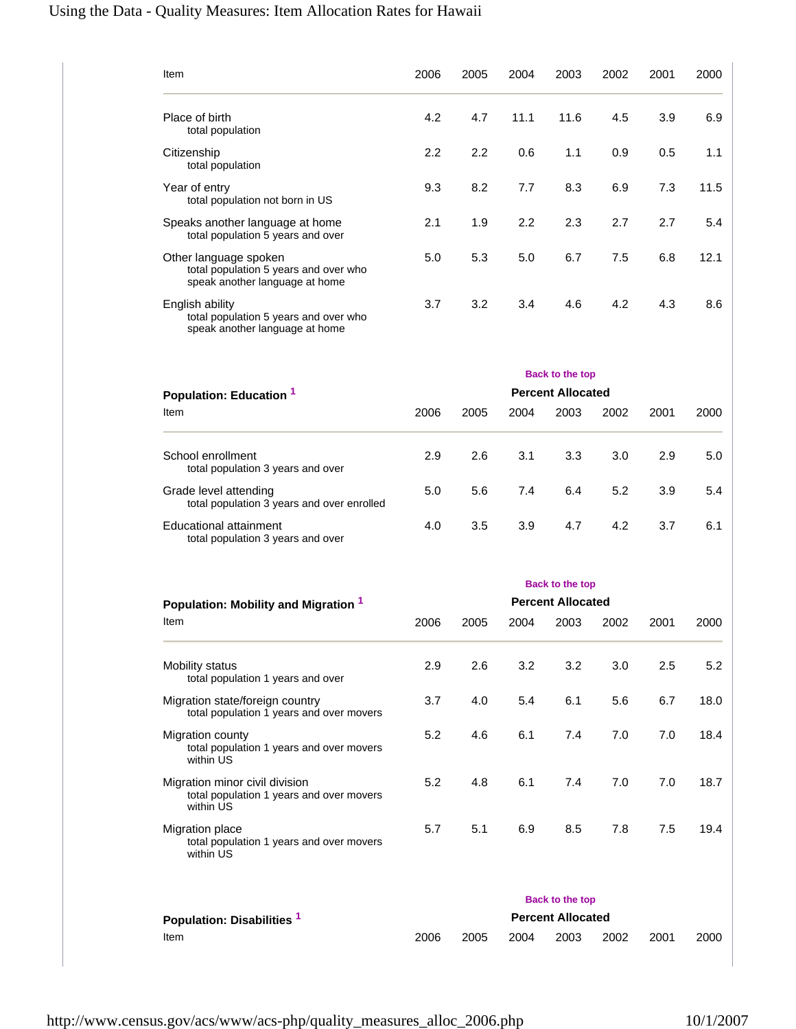| Item | 2006 | 2005 | 2004 | 2003 | 2002 | 2001 | 2000 |
|---|---|---|---|---|---|---|---|
| Place of birth<br>total population | 4.2 | 4.7 | 11.1 | 11.6 | 4.5 | 3.9 | 6.9 |
| Citizenship<br>total population | 2.2 | 2.2 | 0.6 | 1.1 | 0.9 | 0.5 | 1.1 |
| Year of entry<br>total population not born in US | 9.3 | 8.2 | 7.7 | 8.3 | 6.9 | 7.3 | 11.5 |
| Speaks another language at home<br>total population 5 years and over | 2.1 | 1.9 | 2.2 | 2.3 | 2.7 | 2.7 | 5.4 |
| Other language spoken<br>total population 5 years and over who speak another language at home | 5.0 | 5.3 | 5.0 | 6.7 | 7.5 | 6.8 | 12.1 |
| English ability<br>total population 5 years and over who speak another language at home | 3.7 | 3.2 | 3.4 | 4.6 | 4.2 | 4.3 | 8.6 |

Back to the top

**Population: Education** [1]

| | Percent Allocated | | | | | | |
|---|---|---|---|---|---|---|---|
| Item | 2006 | 2005 | 2004 | 2003 | 2002 | 2001 | 2000 |
| School enrollment<br>total population 3 years and over | 2.9 | 2.6 | 3.1 | 3.3 | 3.0 | 2.9 | 5.0 |
| Grade level attending<br>total population 3 years and over enrolled | 5.0 | 5.6 | 7.4 | 6.4 | 5.2 | 3.9 | 5.4 |
| Educational attainment<br>total population 3 years and over | 4.0 | 3.5 | 3.9 | 4.7 | 4.2 | 3.7 | 6.1 |

Back to the top

**Population: Mobility and Migration** [1]

| | Percent Allocated | | | | | | |
|---|---|---|---|---|---|---|---|
| Item | 2006 | 2005 | 2004 | 2003 | 2002 | 2001 | 2000 |
| Mobility status<br>total population 1 years and over | 2.9 | 2.6 | 3.2 | 3.2 | 3.0 | 2.5 | 5.2 |
| Migration state/foreign country<br>total population 1 years and over movers | 3.7 | 4.0 | 5.4 | 6.1 | 5.6 | 6.7 | 18.0 |
| Migration county<br>total population 1 years and over movers within US | 5.2 | 4.6 | 6.1 | 7.4 | 7.0 | 7.0 | 18.4 |
| Migration minor civil division<br>total population 1 years and over movers within US | 5.2 | 4.8 | 6.1 | 7.4 | 7.0 | 7.0 | 18.7 |
| Migration place<br>total population 1 years and over movers within US | 5.7 | 5.1 | 6.9 | 8.5 | 7.8 | 7.5 | 19.4 |

Back to the top

**Population: Disabilities** [1]

| | Percent Allocated | | | | | | |
|---|---|---|---|---|---|---|---|
| Item | 2006 | 2005 | 2004 | 2003 | 2002 | 2001 | 2000 |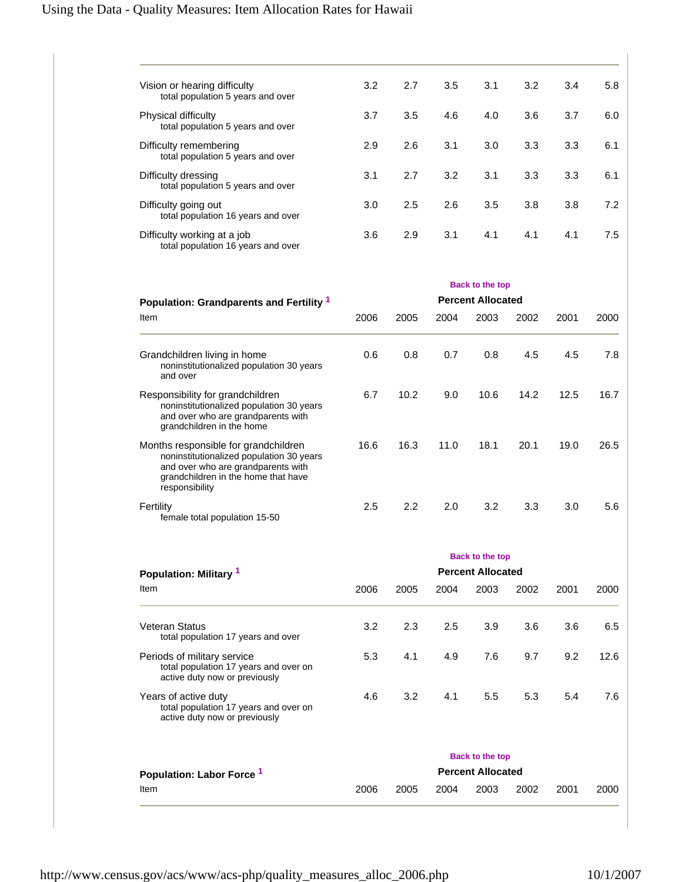| Item | 2006 | 2005 | 2004 | 2003 | 2002 | 2001 | 2000 |
|---|---|---|---|---|---|---|---|
| Vision or hearing difficulty<br>total population 5 years and over | 3.2 | 2.7 | 3.5 | 3.1 | 3.2 | 3.4 | 5.8 |
| Physical difficulty<br>total population 5 years and over | 3.7 | 3.5 | 4.6 | 4.0 | 3.6 | 3.7 | 6.0 |
| Difficulty remembering<br>total population 5 years and over | 2.9 | 2.6 | 3.1 | 3.0 | 3.3 | 3.3 | 6.1 |
| Difficulty dressing<br>total population 5 years and over | 3.1 | 2.7 | 3.2 | 3.1 | 3.3 | 3.3 | 6.1 |
| Difficulty going out<br>total population 16 years and over | 3.0 | 2.5 | 2.6 | 3.5 | 3.8 | 3.8 | 7.2 |
| Difficulty working at a job<br>total population 16 years and over | 3.6 | 2.9 | 3.1 | 4.1 | 4.1 | 4.1 | 7.5 |

Back to the top

**Population: Grandparents and Fertility [1]**

| Item | Percent Allocated | | | | | | |
|---|---|---|---|---|---|---|---|
| | 2006 | 2005 | 2004 | 2003 | 2002 | 2001 | 2000 |
| Grandchildren living in home<br>noninstitutionalized population 30 years and over | 0.6 | 0.8 | 0.7 | 0.8 | 4.5 | 4.5 | 7.8 |
| Responsibility for grandchildren<br>noninstitutionalized population 30 years and over who are grandparents with grandchildren in the home | 6.7 | 10.2 | 9.0 | 10.6 | 14.2 | 12.5 | 16.7 |
| Months responsible for grandchildren<br>noninstitutionalized population 30 years and over who are grandparents with grandchildren in the home that have responsibility | 16.6 | 16.3 | 11.0 | 18.1 | 20.1 | 19.0 | 26.5 |
| Fertility<br>female total population 15-50 | 2.5 | 2.2 | 2.0 | 3.2 | 3.3 | 3.0 | 5.6 |

Back to the top

**Population: Military [1]**

| Item | Percent Allocated | | | | | | |
|---|---|---|---|---|---|---|---|
| | 2006 | 2005 | 2004 | 2003 | 2002 | 2001 | 2000 |
| Veteran Status<br>total population 17 years and over | 3.2 | 2.3 | 2.5 | 3.9 | 3.6 | 3.6 | 6.5 |
| Periods of military service<br>total population 17 years and over on active duty now or previously | 5.3 | 4.1 | 4.9 | 7.6 | 9.7 | 9.2 | 12.6 |
| Years of active duty<br>total population 17 years and over on active duty now or previously | 4.6 | 3.2 | 4.1 | 5.5 | 5.3 | 5.4 | 7.6 |

Back to the top

**Population: Labor Force [1]**

| Item | Percent Allocated | | | | | | |
|---|---|---|---|---|---|---|---|
| | 2006 | 2005 | 2004 | 2003 | 2002 | 2001 | 2000 |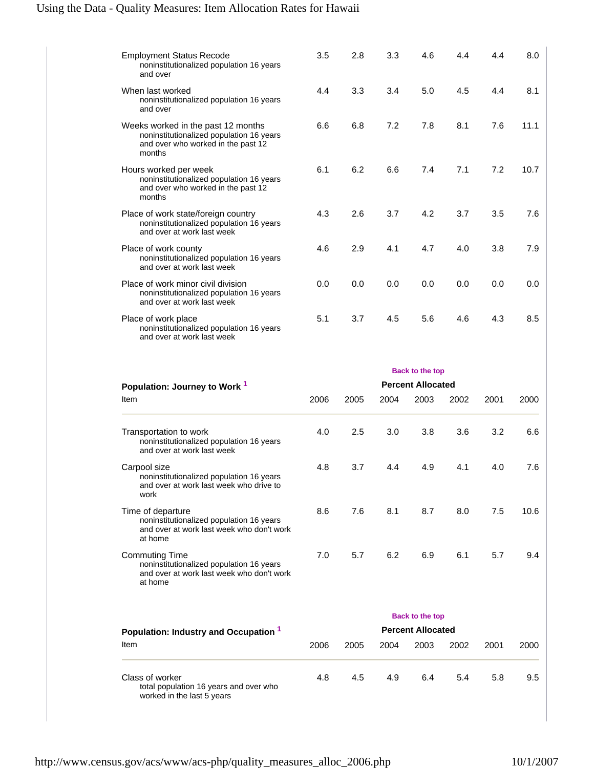| Item | 2006 | 2005 | 2004 | 2003 | 2002 | 2001 | 2000 |
|---|---|---|---|---|---|---|---|
| Employment Status Recode<br>noninstitutionalized population 16 years and over | 3.5 | 2.8 | 3.3 | 4.6 | 4.4 | 4.4 | 8.0 |
| When last worked<br>noninstitutionalized population 16 years and over | 4.4 | 3.3 | 3.4 | 5.0 | 4.5 | 4.4 | 8.1 |
| Weeks worked in the past 12 months<br>noninstitutionalized population 16 years and over who worked in the past 12 months | 6.6 | 6.8 | 7.2 | 7.8 | 8.1 | 7.6 | 11.1 |
| Hours worked per week<br>noninstitutionalized population 16 years and over who worked in the past 12 months | 6.1 | 6.2 | 6.6 | 7.4 | 7.1 | 7.2 | 10.7 |
| Place of work state/foreign country<br>noninstitutionalized population 16 years and over at work last week | 4.3 | 2.6 | 3.7 | 4.2 | 3.7 | 3.5 | 7.6 |
| Place of work county<br>noninstitutionalized population 16 years and over at work last week | 4.6 | 2.9 | 4.1 | 4.7 | 4.0 | 3.8 | 7.9 |
| Place of work minor civil division<br>noninstitutionalized population 16 years and over at work last week | 0.0 | 0.0 | 0.0 | 0.0 | 0.0 | 0.0 | 0.0 |
| Place of work place<br>noninstitutionalized population 16 years and over at work last week | 5.1 | 3.7 | 4.5 | 5.6 | 4.6 | 4.3 | 8.5 |

Back to the top

**Population: Journey to Work [1]**

| Item | Percent Allocated | | | | | | |
|---|---|---|---|---|---|---|---|
| | 2006 | 2005 | 2004 | 2003 | 2002 | 2001 | 2000 |
| Transportation to work<br>noninstitutionalized population 16 years and over at work last week | 4.0 | 2.5 | 3.0 | 3.8 | 3.6 | 3.2 | 6.6 |
| Carpool size<br>noninstitutionalized population 16 years and over at work last week who drive to work | 4.8 | 3.7 | 4.4 | 4.9 | 4.1 | 4.0 | 7.6 |
| Time of departure<br>noninstitutionalized population 16 years and over at work last week who don't work at home | 8.6 | 7.6 | 8.1 | 8.7 | 8.0 | 7.5 | 10.6 |
| Commuting Time<br>noninstitutionalized population 16 years and over at work last week who don't work at home | 7.0 | 5.7 | 6.2 | 6.9 | 6.1 | 5.7 | 9.4 |

Back to the top

**Population: Industry and Occupation [1]**

| Item | Percent Allocated | | | | | | |
|---|---|---|---|---|---|---|---|
| | 2006 | 2005 | 2004 | 2003 | 2002 | 2001 | 2000 |
| Class of worker<br>total population 16 years and over who worked in the last 5 years | 4.8 | 4.5 | 4.9 | 6.4 | 5.4 | 5.8 | 9.5 |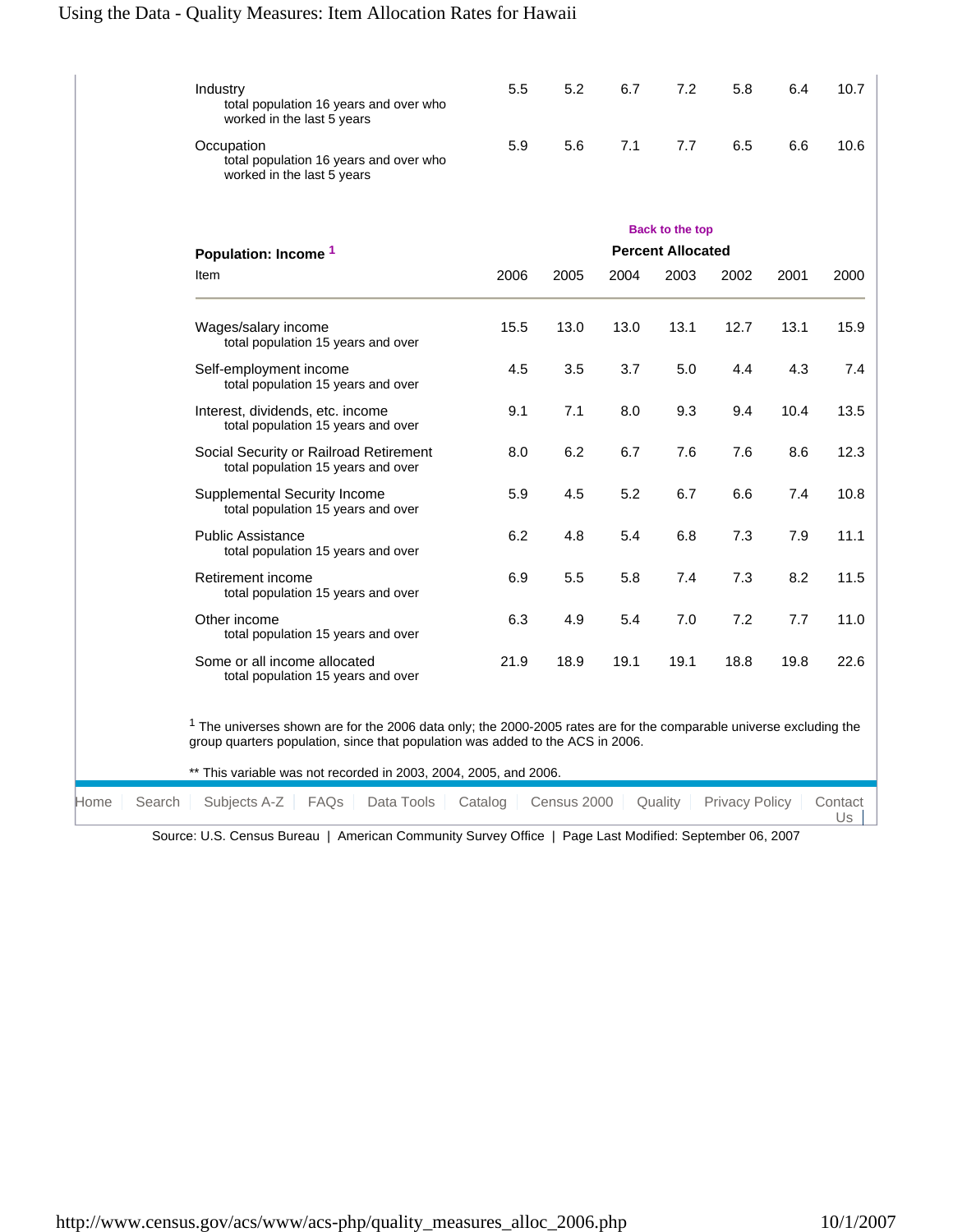| Item | 2006 | 2005 | 2004 | 2003 | 2002 | 2001 | 2000 |
|---|---|---|---|---|---|---|---|
| Industry<br>total population 16 years and over who worked in the last 5 years | 5.5 | 5.2 | 6.7 | 7.2 | 5.8 | 6.4 | 10.7 |
| Occupation<br>total population 16 years and over who worked in the last 5 years | 5.9 | 5.6 | 7.1 | 7.7 | 6.5 | 6.6 | 10.6 |

Back to the top

### Population: Income [1]

| Item | Percent Allocated | | | | | | |
|---|---|---|---|---|---|---|---|
| | 2006 | 2005 | 2004 | 2003 | 2002 | 2001 | 2000 |
| Wages/salary income<br>total population 15 years and over | 15.5 | 13.0 | 13.0 | 13.1 | 12.7 | 13.1 | 15.9 |
| Self-employment income<br>total population 15 years and over | 4.5 | 3.5 | 3.7 | 5.0 | 4.4 | 4.3 | 7.4 |
| Interest, dividends, etc. income<br>total population 15 years and over | 9.1 | 7.1 | 8.0 | 9.3 | 9.4 | 10.4 | 13.5 |
| Social Security or Railroad Retirement<br>total population 15 years and over | 8.0 | 6.2 | 6.7 | 7.6 | 7.6 | 8.6 | 12.3 |
| Supplemental Security Income<br>total population 15 years and over | 5.9 | 4.5 | 5.2 | 6.7 | 6.6 | 7.4 | 10.8 |
| Public Assistance<br>total population 15 years and over | 6.2 | 4.8 | 5.4 | 6.8 | 7.3 | 7.9 | 11.1 |
| Retirement income<br>total population 15 years and over | 6.9 | 5.5 | 5.8 | 7.4 | 7.3 | 8.2 | 11.5 |
| Other income<br>total population 15 years and over | 6.3 | 4.9 | 5.4 | 7.0 | 7.2 | 7.7 | 11.0 |
| Some or all income allocated<br>total population 15 years and over | 21.9 | 18.9 | 19.1 | 19.1 | 18.8 | 19.8 | 22.6 |

[1] The universes shown are for the 2006 data only; the 2000-2005 rates are for the comparable universe excluding the group quarters population, since that population was added to the ACS in 2006.

** This variable was not recorded in 2003, 2004, 2005, and 2006.

Home | Search | Subjects A-Z | FAQs | Data Tools | Catalog | Census 2000 | Quality | Privacy Policy | Contact Us

Source: U.S. Census Bureau | American Community Survey Office | Page Last Modified: September 06, 2007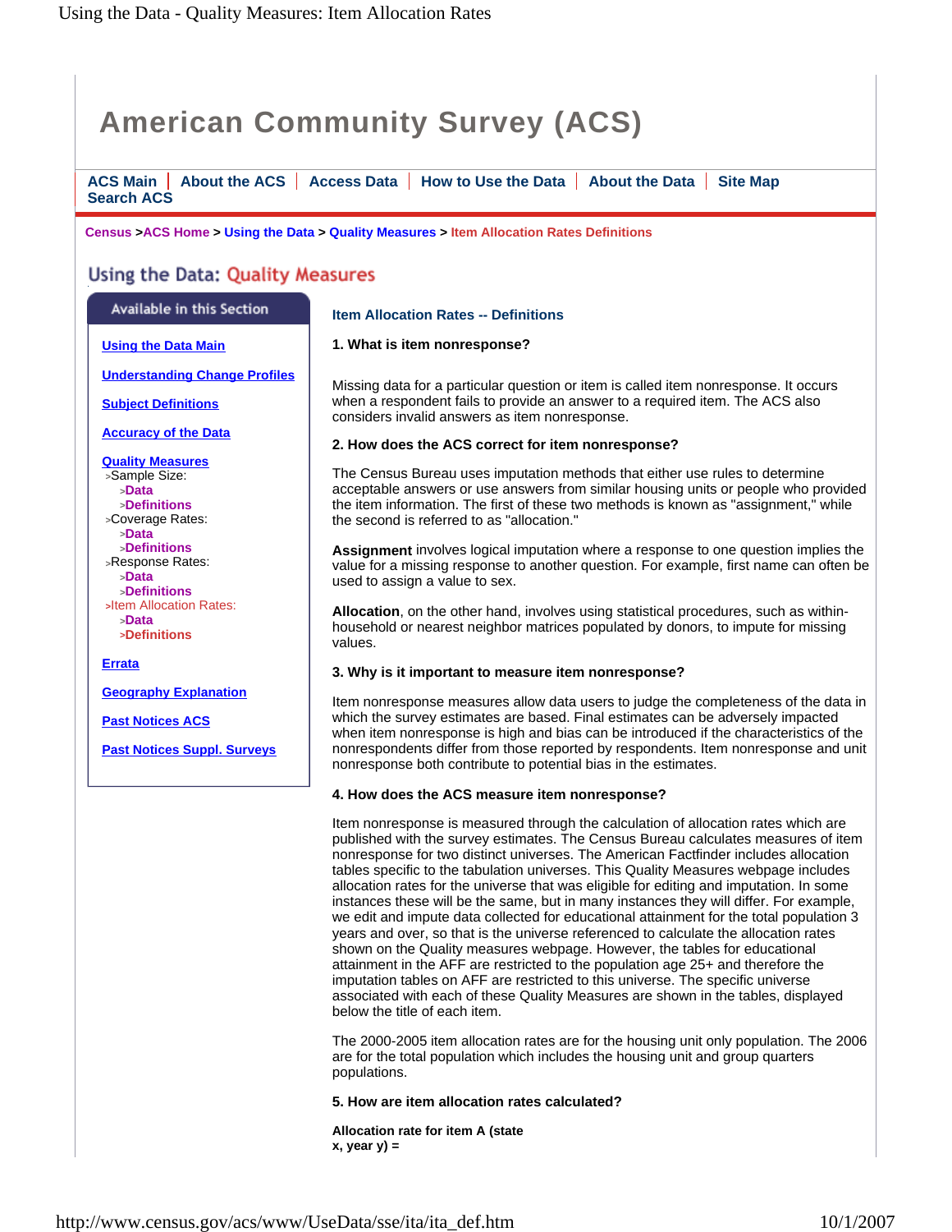# American Community Survey (ACS)

ACS Main | About the ACS | Access Data | How to Use the Data | About the Data | Site Map
Search ACS

Census >ACS Home > Using the Data > Quality Measures > Item Allocation Rates Definitions

## Using the Data: Quality Measures

**Available in this Section**

- Using the Data Main
- Understanding Change Profiles
- Subject Definitions
- Accuracy of the Data
- Quality Measures
  - >Sample Size:
    - >Data
    - >Definitions
  - >Coverage Rates:
    - >Data
    - >Definitions
  - >Response Rates:
    - >Data
    - >Definitions
  - >Item Allocation Rates:
    - >Data
    - >Definitions
- Errata
- Geography Explanation
- Past Notices ACS
- Past Notices Suppl. Surveys

### Item Allocation Rates -- Definitions

**1. What is item nonresponse?**

Missing data for a particular question or item is called item nonresponse. It occurs when a respondent fails to provide an answer to a required item. The ACS also considers invalid answers as item nonresponse.

**2. How does the ACS correct for item nonresponse?**

The Census Bureau uses imputation methods that either use rules to determine acceptable answers or use answers from similar housing units or people who provided the item information. The first of these two methods is known as "assignment," while the second is referred to as "allocation."

**Assignment** involves logical imputation where a response to one question implies the value for a missing response to another question. For example, first name can often be used to assign a value to sex.

**Allocation**, on the other hand, involves using statistical procedures, such as within-household or nearest neighbor matrices populated by donors, to impute for missing values.

**3. Why is it important to measure item nonresponse?**

Item nonresponse measures allow data users to judge the completeness of the data in which the survey estimates are based. Final estimates can be adversely impacted when item nonresponse is high and bias can be introduced if the characteristics of the nonrespondents differ from those reported by respondents. Item nonresponse and unit nonresponse both contribute to potential bias in the estimates.

**4. How does the ACS measure item nonresponse?**

Item nonresponse is measured through the calculation of allocation rates which are published with the survey estimates. The Census Bureau calculates measures of item nonresponse for two distinct universes. The American Factfinder includes allocation tables specific to the tabulation universes. This Quality Measures webpage includes allocation rates for the universe that was eligible for editing and imputation. In some instances these will be the same, but in many instances they will differ. For example, we edit and impute data collected for educational attainment for the total population 3 years and over, so that is the universe referenced to calculate the allocation rates shown on the Quality measures webpage. However, the tables for educational attainment in the AFF are restricted to the population age 25+ and therefore the imputation tables on AFF are restricted to this universe. The specific universe associated with each of these Quality Measures are shown in the tables, displayed below the title of each item.

The 2000-2005 item allocation rates are for the housing unit only population. The 2006 are for the total population which includes the housing unit and group quarters populations.

**5. How are item allocation rates calculated?**

**Allocation rate for item A (state x, year y) =**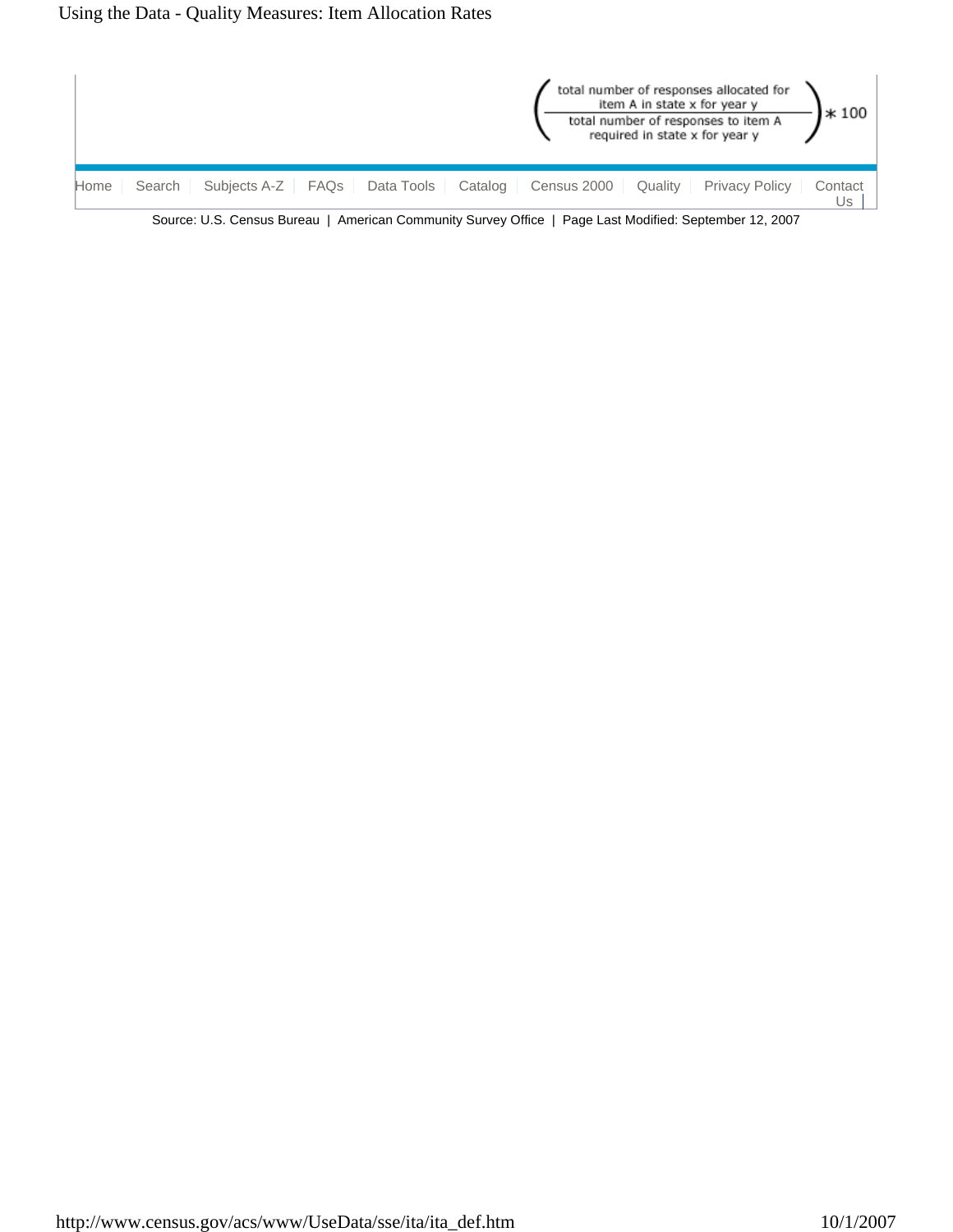$$\left(\frac{\text{total number of responses allocated for item A in state x for year y}}{\text{total number of responses to item A required in state x for year y}}\right) * 100$$

Home | Search | Subjects A-Z | FAQs | Data Tools | Catalog | Census 2000 | Quality | Privacy Policy | Contact Us

Source: U.S. Census Bureau | American Community Survey Office | Page Last Modified: September 12, 2007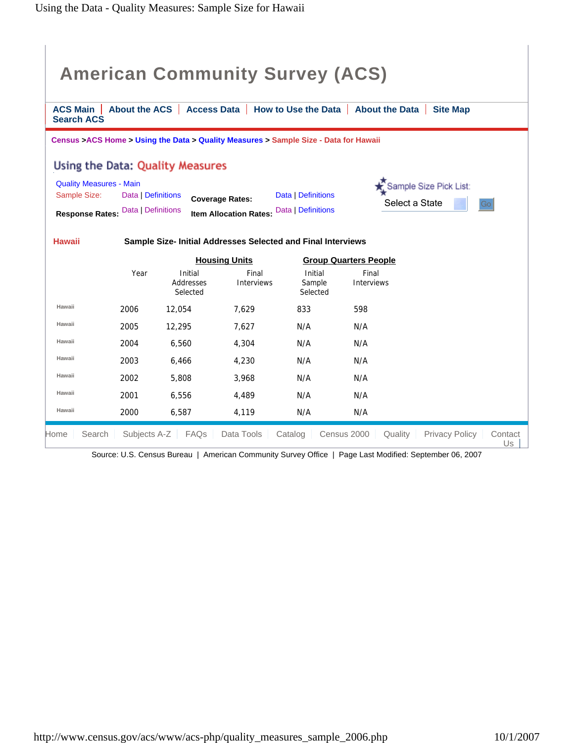# American Community Survey (ACS)

ACS Main | About the ACS | Access Data | How to Use the Data | About the Data | Site Map
Search ACS

Census > ACS Home > Using the Data > Quality Measures > Sample Size - Data for Hawaii

## Using the Data: Quality Measures

Quality Measures - Main

Sample Size: Data | Definitions

Response Rates: Data | Definitions

Coverage Rates: Data | Definitions

Item Allocation Rates: Data | Definitions

Sample Size Pick List: Select a State Go

**Hawaii** **Sample Size- Initial Addresses Selected and Final Interviews**

| | Year | Housing Units | | Group Quarters People | |
|---|---|---|---|---|---|
| | | Initial Addresses Selected | Final Interviews | Initial Sample Selected | Final Interviews |
| Hawaii | 2006 | 12,054 | 7,629 | 833 | 598 |
| Hawaii | 2005 | 12,295 | 7,627 | N/A | N/A |
| Hawaii | 2004 | 6,560 | 4,304 | N/A | N/A |
| Hawaii | 2003 | 6,466 | 4,230 | N/A | N/A |
| Hawaii | 2002 | 5,808 | 3,968 | N/A | N/A |
| Hawaii | 2001 | 6,556 | 4,489 | N/A | N/A |
| Hawaii | 2000 | 6,587 | 4,119 | N/A | N/A |

Home | Search | Subjects A-Z | FAQs | Data Tools | Catalog | Census 2000 | Quality | Privacy Policy | Contact Us

Source: U.S. Census Bureau | American Community Survey Office | Page Last Modified: September 06, 2007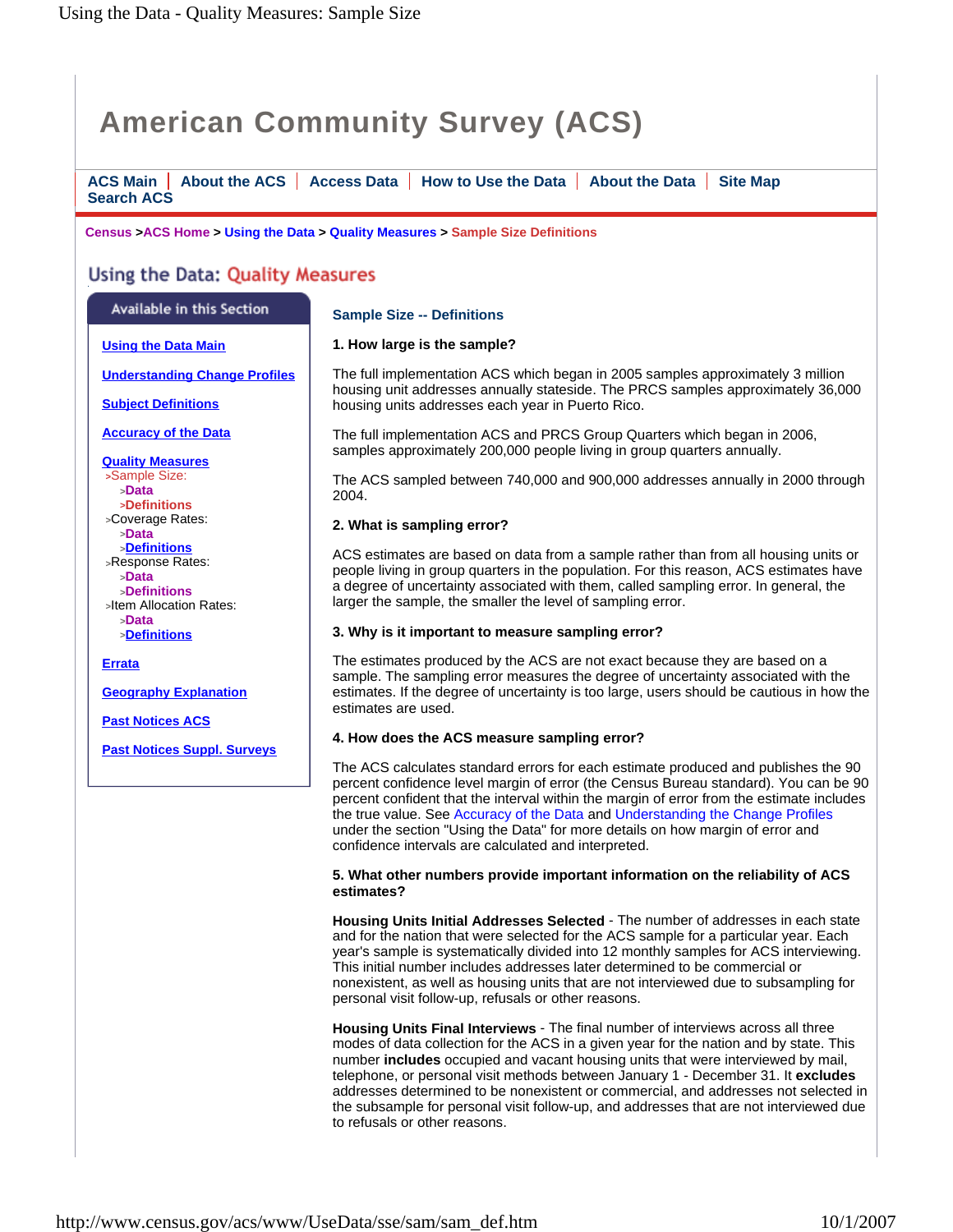# American Community Survey (ACS)

ACS Main | About the ACS | Access Data | How to Use the Data | About the Data | Site Map
Search ACS

Census > ACS Home > Using the Data > Quality Measures > Sample Size Definitions

## Using the Data: Quality Measures

**Available in this Section**

- Using the Data Main
- Understanding Change Profiles
- Subject Definitions
- Accuracy of the Data
- Quality Measures
  - >Sample Size:
    - >Data
    - >Definitions
  - >Coverage Rates:
    - >Data
    - >Definitions
  - >Response Rates:
    - >Data
    - >Definitions
  - >Item Allocation Rates:
    - >Data
    - >Definitions
- Errata
- Geography Explanation
- Past Notices ACS
- Past Notices Suppl. Surveys

### Sample Size -- Definitions

**1. How large is the sample?**

The full implementation ACS which began in 2005 samples approximately 3 million housing unit addresses annually stateside. The PRCS samples approximately 36,000 housing units addresses each year in Puerto Rico.

The full implementation ACS and PRCS Group Quarters which began in 2006, samples approximately 200,000 people living in group quarters annually.

The ACS sampled between 740,000 and 900,000 addresses annually in 2000 through 2004.

**2. What is sampling error?**

ACS estimates are based on data from a sample rather than from all housing units or people living in group quarters in the population. For this reason, ACS estimates have a degree of uncertainty associated with them, called sampling error. In general, the larger the sample, the smaller the level of sampling error.

**3. Why is it important to measure sampling error?**

The estimates produced by the ACS are not exact because they are based on a sample. The sampling error measures the degree of uncertainty associated with the estimates. If the degree of uncertainty is too large, users should be cautious in how the estimates are used.

**4. How does the ACS measure sampling error?**

The ACS calculates standard errors for each estimate produced and publishes the 90 percent confidence level margin of error (the Census Bureau standard). You can be 90 percent confident that the interval within the margin of error from the estimate includes the true value. See Accuracy of the Data and Understanding the Change Profiles under the section "Using the Data" for more details on how margin of error and confidence intervals are calculated and interpreted.

**5. What other numbers provide important information on the reliability of ACS estimates?**

**Housing Units Initial Addresses Selected** - The number of addresses in each state and for the nation that were selected for the ACS sample for a particular year. Each year's sample is systematically divided into 12 monthly samples for ACS interviewing. This initial number includes addresses later determined to be commercial or nonexistent, as well as housing units that are not interviewed due to subsampling for personal visit follow-up, refusals or other reasons.

**Housing Units Final Interviews** - The final number of interviews across all three modes of data collection for the ACS in a given year for the nation and by state. This number **includes** occupied and vacant housing units that were interviewed by mail, telephone, or personal visit methods between January 1 - December 31. It **excludes** addresses determined to be nonexistent or commercial, and addresses not selected in the subsample for personal visit follow-up, and addresses that are not interviewed due to refusals or other reasons.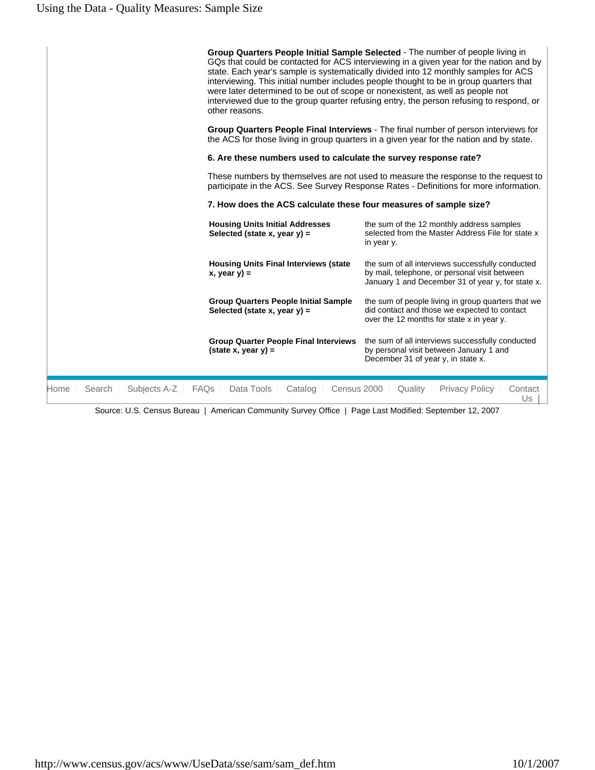**Group Quarters People Initial Sample Selected** - The number of people living in GQs that could be contacted for ACS interviewing in a given year for the nation and by state. Each year's sample is systematically divided into 12 monthly samples for ACS interviewing. This initial number includes people thought to be in group quarters that were later determined to be out of scope or nonexistent, as well as people not interviewed due to the group quarter refusing entry, the person refusing to respond, or other reasons.

**Group Quarters People Final Interviews** - The final number of person interviews for the ACS for those living in group quarters in a given year for the nation and by state.

**6. Are these numbers used to calculate the survey response rate?**

These numbers by themselves are not used to measure the response to the request to participate in the ACS. See Survey Response Rates - Definitions for more information.

**7. How does the ACS calculate these four measures of sample size?**

| | |
|---|---|
| **Housing Units Initial Addresses Selected (state x, year y) =** | the sum of the 12 monthly address samples selected from the Master Address File for state x in year y. |
| **Housing Units Final Interviews (state x, year y) =** | the sum of all interviews successfully conducted by mail, telephone, or personal visit between January 1 and December 31 of year y, for state x. |
| **Group Quarters People Initial Sample Selected (state x, year y) =** | the sum of people living in group quarters that we did contact and those we expected to contact over the 12 months for state x in year y. |
| **Group Quarter People Final Interviews (state x, year y) =** | the sum of all interviews successfully conducted by personal visit between January 1 and December 31 of year y, in state x. |

Home | Search | Subjects A-Z | FAQs | Data Tools | Catalog | Census 2000 | Quality | Privacy Policy | Contact Us |

Source: U.S. Census Bureau | American Community Survey Office | Page Last Modified: September 12, 2007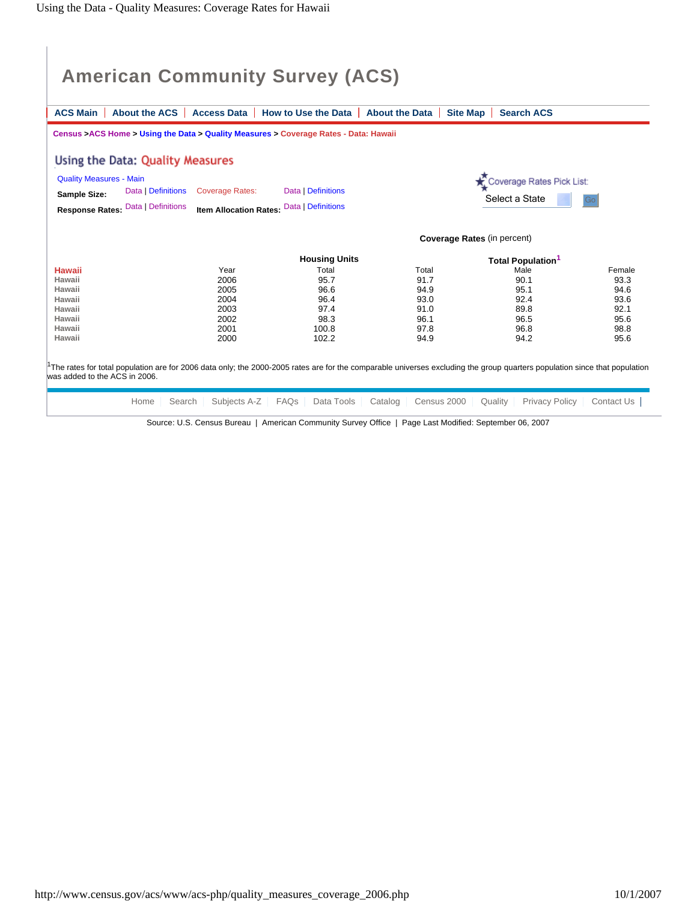# American Community Survey (ACS)

ACS Main | About the ACS | Access Data | How to Use the Data | About the Data | Site Map | Search ACS

Census > ACS Home > Using the Data > Quality Measures > Coverage Rates - Data: Hawaii

## Using the Data: Quality Measures

Quality Measures - Main

**Sample Size:** Data | Definitions  Coverage Rates: Data | Definitions

**Response Rates:** Data | Definitions  **Item Allocation Rates:** Data | Definitions

Coverage Rates Pick List: Select a State  Go

**Coverage Rates** (in percent)

| Hawaii | Year | Housing Units | Total Population[1] | | |
|---|---|---|---|---|---|
| | | Total | Total | Male | Female |
| Hawaii | 2006 | 95.7 | 91.7 | 90.1 | 93.3 |
| Hawaii | 2005 | 96.6 | 94.9 | 95.1 | 94.6 |
| Hawaii | 2004 | 96.4 | 93.0 | 92.4 | 93.6 |
| Hawaii | 2003 | 97.4 | 91.0 | 89.8 | 92.1 |
| Hawaii | 2002 | 98.3 | 96.1 | 96.5 | 95.6 |
| Hawaii | 2001 | 100.8 | 97.8 | 96.8 | 98.8 |
| Hawaii | 2000 | 102.2 | 94.9 | 94.2 | 95.6 |

[1]The rates for total population are for 2006 data only; the 2000-2005 rates are for the comparable universes excluding the group quarters population since that population was added to the ACS in 2006.

Home | Search | Subjects A-Z | FAQs | Data Tools | Catalog | Census 2000 | Quality | Privacy Policy | Contact Us |

Source: U.S. Census Bureau | American Community Survey Office | Page Last Modified: September 06, 2007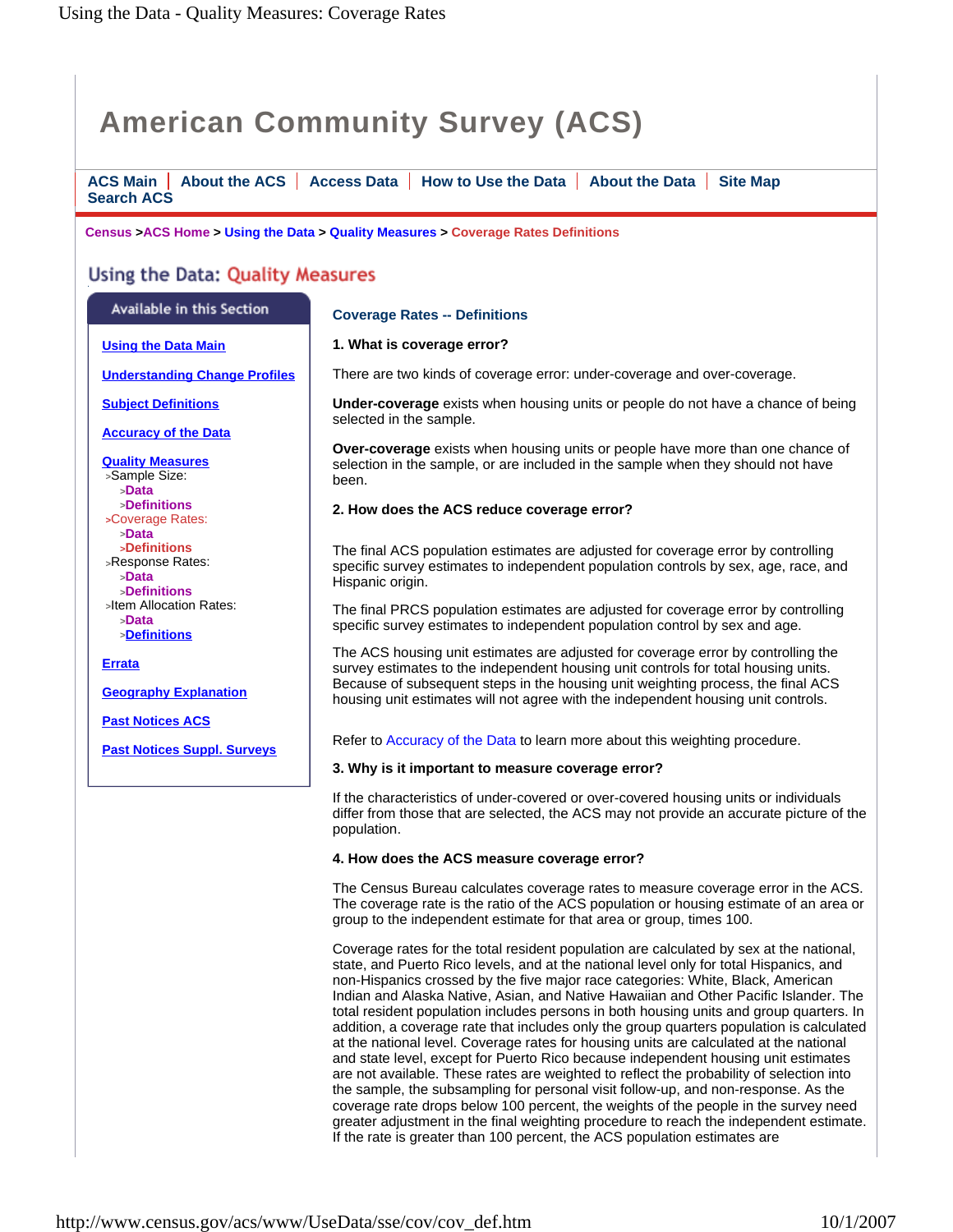# American Community Survey (ACS)

ACS Main | About the ACS | Access Data | How to Use the Data | About the Data | Site Map
Search ACS

Census >ACS Home > Using the Data > Quality Measures > Coverage Rates Definitions

## Using the Data: Quality Measures

**Available in this Section**

- Using the Data Main
- Understanding Change Profiles
- Subject Definitions
- Accuracy of the Data
- Quality Measures
  - >Sample Size:
    - >Data
    - >Definitions
  - >Coverage Rates:
    - >Data
    - >Definitions
  - >Response Rates:
    - >Data
    - >Definitions
  - >Item Allocation Rates:
    - >Data
    - >Definitions
- Errata
- Geography Explanation
- Past Notices ACS
- Past Notices Suppl. Surveys

### Coverage Rates -- Definitions

**1. What is coverage error?**

There are two kinds of coverage error: under-coverage and over-coverage.

**Under-coverage** exists when housing units or people do not have a chance of being selected in the sample.

**Over-coverage** exists when housing units or people have more than one chance of selection in the sample, or are included in the sample when they should not have been.

**2. How does the ACS reduce coverage error?**

The final ACS population estimates are adjusted for coverage error by controlling specific survey estimates to independent population controls by sex, age, race, and Hispanic origin.

The final PRCS population estimates are adjusted for coverage error by controlling specific survey estimates to independent population control by sex and age.

The ACS housing unit estimates are adjusted for coverage error by controlling the survey estimates to the independent housing unit controls for total housing units. Because of subsequent steps in the housing unit weighting process, the final ACS housing unit estimates will not agree with the independent housing unit controls.

Refer to Accuracy of the Data to learn more about this weighting procedure.

**3. Why is it important to measure coverage error?**

If the characteristics of under-covered or over-covered housing units or individuals differ from those that are selected, the ACS may not provide an accurate picture of the population.

**4. How does the ACS measure coverage error?**

The Census Bureau calculates coverage rates to measure coverage error in the ACS. The coverage rate is the ratio of the ACS population or housing estimate of an area or group to the independent estimate for that area or group, times 100.

Coverage rates for the total resident population are calculated by sex at the national, state, and Puerto Rico levels, and at the national level only for total Hispanics, and non-Hispanics crossed by the five major race categories: White, Black, American Indian and Alaska Native, Asian, and Native Hawaiian and Other Pacific Islander. The total resident population includes persons in both housing units and group quarters. In addition, a coverage rate that includes only the group quarters population is calculated at the national level. Coverage rates for housing units are calculated at the national and state level, except for Puerto Rico because independent housing unit estimates are not available. These rates are weighted to reflect the probability of selection into the sample, the subsampling for personal visit follow-up, and non-response. As the coverage rate drops below 100 percent, the weights of the people in the survey need greater adjustment in the final weighting procedure to reach the independent estimate. If the rate is greater than 100 percent, the ACS population estimates are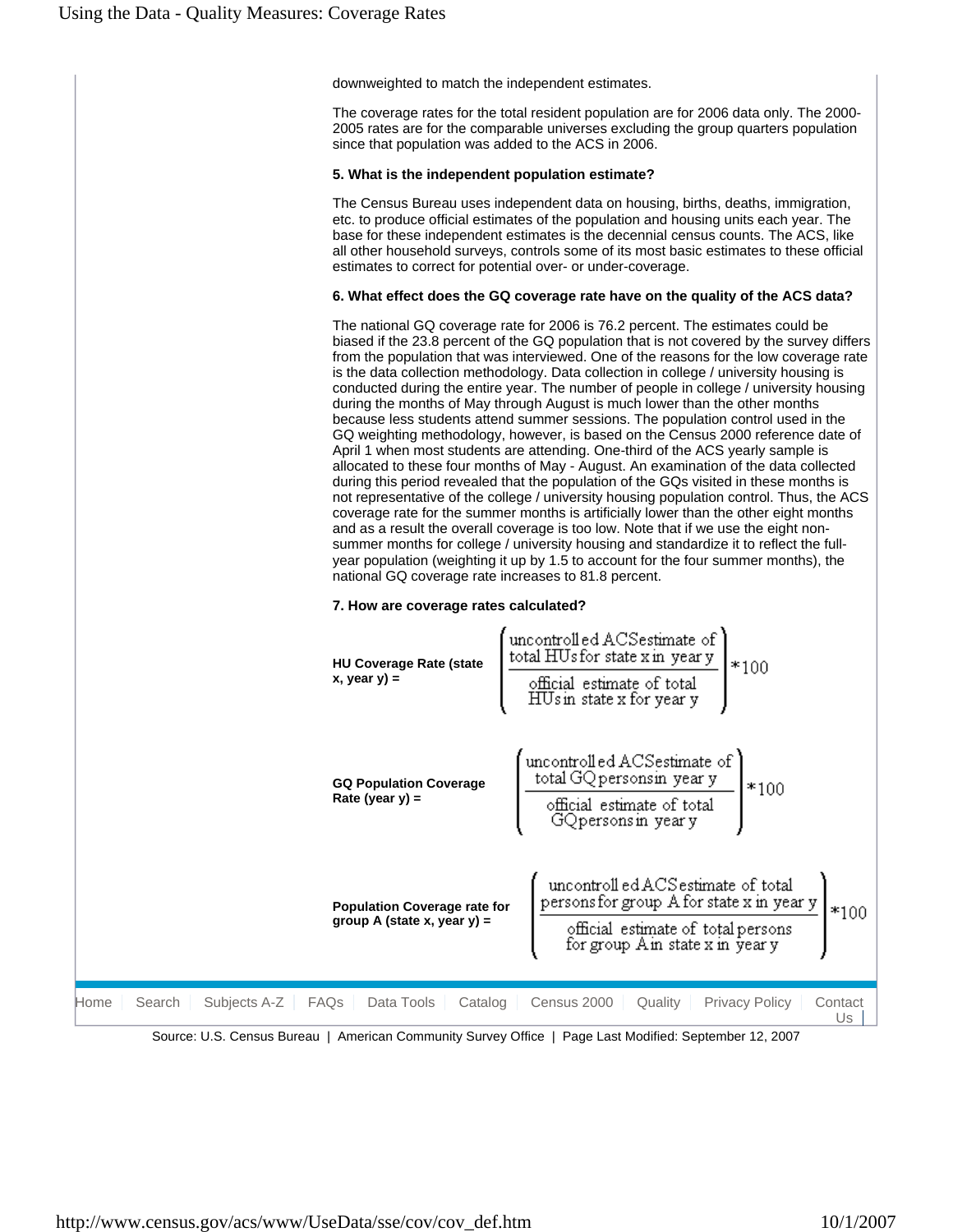downweighted to match the independent estimates.

The coverage rates for the total resident population are for 2006 data only. The 2000-2005 rates are for the comparable universes excluding the group quarters population since that population was added to the ACS in 2006.

**5. What is the independent population estimate?**

The Census Bureau uses independent data on housing, births, deaths, immigration, etc. to produce official estimates of the population and housing units each year. The base for these independent estimates is the decennial census counts. The ACS, like all other household surveys, controls some of its most basic estimates to these official estimates to correct for potential over- or under-coverage.

**6. What effect does the GQ coverage rate have on the quality of the ACS data?**

The national GQ coverage rate for 2006 is 76.2 percent. The estimates could be biased if the 23.8 percent of the GQ population that is not covered by the survey differs from the population that was interviewed. One of the reasons for the low coverage rate is the data collection methodology. Data collection in college / university housing is conducted during the entire year. The number of people in college / university housing during the months of May through August is much lower than the other months because less students attend summer sessions. The population control used in the GQ weighting methodology, however, is based on the Census 2000 reference date of April 1 when most students are attending. One-third of the ACS yearly sample is allocated to these four months of May - August. An examination of the data collected during this period revealed that the population of the GQs visited in these months is not representative of the college / university housing population control. Thus, the ACS coverage rate for the summer months is artificially lower than the other eight months and as a result the overall coverage is too low. Note that if we use the eight non-summer months for college / university housing and standardize it to reflect the full-year population (weighting it up by 1.5 to account for the four summer months), the national GQ coverage rate increases to 81.8 percent.

**7. How are coverage rates calculated?**

**HU Coverage Rate (state x, year y) =**

$$\left( \frac{\text{uncontrolled ACS estimate of total HUs for state x in year y}}{\text{official estimate of total HUs in state x for year y}} \right) * 100$$

**GQ Population Coverage Rate (year y) =**

$$\left( \frac{\text{uncontrolled ACS estimate of total GQ persons in year y}}{\text{official estimate of total GQ persons in year y}} \right) * 100$$

**Population Coverage rate for group A (state x, year y) =**

$$\left( \frac{\text{uncontrolled ACS estimate of total persons for group A for state x in year y}}{\text{official estimate of total persons for group A in state x in year y}} \right) * 100$$

Home | Search | Subjects A-Z | FAQs | Data Tools | Catalog | Census 2000 | Quality | Privacy Policy | Contact Us

Source: U.S. Census Bureau | American Community Survey Office | Page Last Modified: September 12, 2007